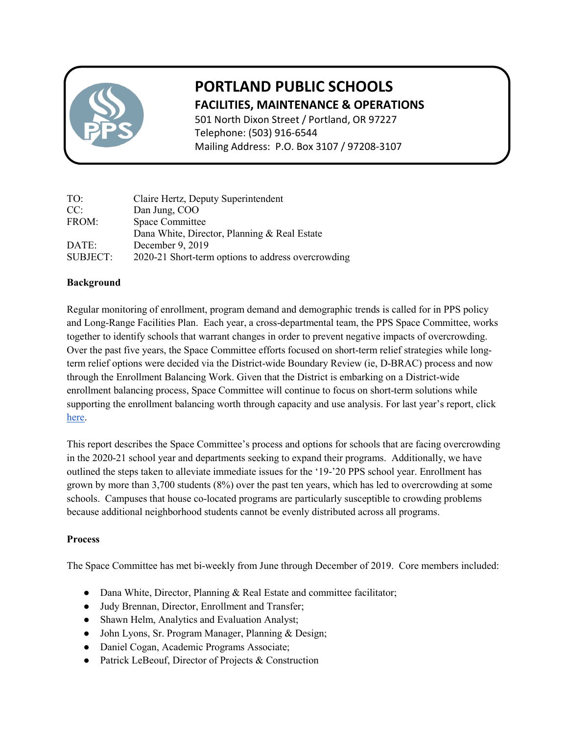# PORTLAND PUBLIC SCHOOLS

## FACILITIES, MAINTENANCE & OPERATIONS

501 North Dixon Street / Portland, OR 97227
Telephone: (503) 916-6544
Mailing Address: P.O. Box 3107 / 97208-3107

| | |
|---|---|
| TO: | Claire Hertz, Deputy Superintendent |
| CC: | Dan Jung, COO |
| FROM: | Space Committee<br>Dana White, Director, Planning & Real Estate |
| DATE: | December 9, 2019 |
| SUBJECT: | 2020-21 Short-term options to address overcrowding |

**Background**

Regular monitoring of enrollment, program demand and demographic trends is called for in PPS policy and Long-Range Facilities Plan. Each year, a cross-departmental team, the PPS Space Committee, works together to identify schools that warrant changes in order to prevent negative impacts of overcrowding. Over the past five years, the Space Committee efforts focused on short-term relief strategies while long-term relief options were decided via the District-wide Boundary Review (ie, D-BRAC) process and now through the Enrollment Balancing Work. Given that the District is embarking on a District-wide enrollment balancing process, Space Committee will continue to focus on short-term solutions while supporting the enrollment balancing worth through capacity and use analysis. For last year's report, click here.

This report describes the Space Committee's process and options for schools that are facing overcrowding in the 2020-21 school year and departments seeking to expand their programs. Additionally, we have outlined the steps taken to alleviate immediate issues for the '19-'20 PPS school year. Enrollment has grown by more than 3,700 students (8%) over the past ten years, which has led to overcrowding at some schools. Campuses that house co-located programs are particularly susceptible to crowding problems because additional neighborhood students cannot be evenly distributed across all programs.

**Process**

The Space Committee has met bi-weekly from June through December of 2019. Core members included:

- Dana White, Director, Planning & Real Estate and committee facilitator;
- Judy Brennan, Director, Enrollment and Transfer;
- Shawn Helm, Analytics and Evaluation Analyst;
- John Lyons, Sr. Program Manager, Planning & Design;
- Daniel Cogan, Academic Programs Associate;
- Patrick LeBeouf, Director of Projects & Construction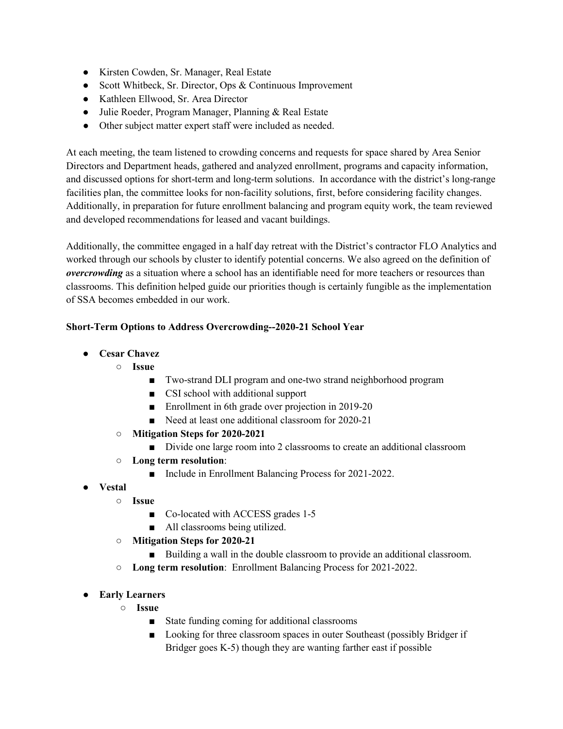- Kirsten Cowden, Sr. Manager, Real Estate
- Scott Whitbeck, Sr. Director, Ops & Continuous Improvement
- Kathleen Ellwood, Sr. Area Director
- Julie Roeder, Program Manager, Planning & Real Estate
- Other subject matter expert staff were included as needed.

At each meeting, the team listened to crowding concerns and requests for space shared by Area Senior Directors and Department heads, gathered and analyzed enrollment, programs and capacity information, and discussed options for short-term and long-term solutions. In accordance with the district's long-range facilities plan, the committee looks for non-facility solutions, first, before considering facility changes. Additionally, in preparation for future enrollment balancing and program equity work, the team reviewed and developed recommendations for leased and vacant buildings.

Additionally, the committee engaged in a half day retreat with the District's contractor FLO Analytics and worked through our schools by cluster to identify potential concerns. We also agreed on the definition of ***overcrowding*** as a situation where a school has an identifiable need for more teachers or resources than classrooms. This definition helped guide our priorities though is certainly fungible as the implementation of SSA becomes embedded in our work.

**Short-Term Options to Address Overcrowding--2020-21 School Year**

- **Cesar Chavez**
  - **Issue**
    - Two-strand DLI program and one-two strand neighborhood program
    - CSI school with additional support
    - Enrollment in 6th grade over projection in 2019-20
    - Need at least one additional classroom for 2020-21
  - **Mitigation Steps for 2020-2021**
    - Divide one large room into 2 classrooms to create an additional classroom
  - **Long term resolution**:
    - Include in Enrollment Balancing Process for 2021-2022.
- **Vestal**
  - **Issue**
    - Co-located with ACCESS grades 1-5
    - All classrooms being utilized.
  - **Mitigation Steps for 2020-21**
    - Building a wall in the double classroom to provide an additional classroom.
  - **Long term resolution**: Enrollment Balancing Process for 2021-2022.
- **Early Learners**
  - **Issue**
    - State funding coming for additional classrooms
    - Looking for three classroom spaces in outer Southeast (possibly Bridger if Bridger goes K-5) though they are wanting farther east if possible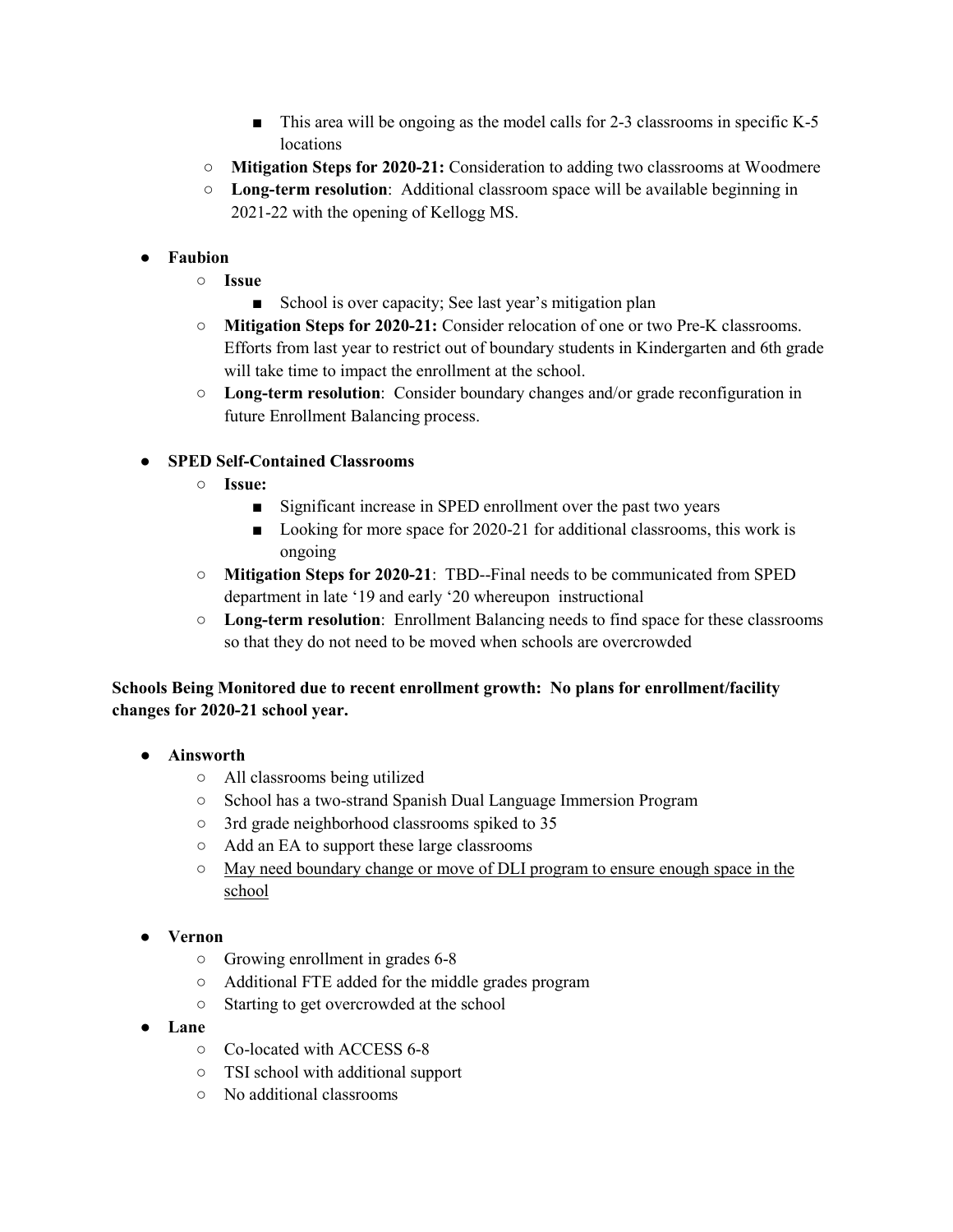- This area will be ongoing as the model calls for 2-3 classrooms in specific K-5 locations
    - **Mitigation Steps for 2020-21:** Consideration to adding two classrooms at Woodmere
    - **Long-term resolution**: Additional classroom space will be available beginning in 2021-22 with the opening of Kellogg MS.

- **Faubion**
    - **Issue**
        - School is over capacity; See last year's mitigation plan
    - **Mitigation Steps for 2020-21:** Consider relocation of one or two Pre-K classrooms. Efforts from last year to restrict out of boundary students in Kindergarten and 6th grade will take time to impact the enrollment at the school.
    - **Long-term resolution**: Consider boundary changes and/or grade reconfiguration in future Enrollment Balancing process.

- **SPED Self-Contained Classrooms**
    - **Issue:**
        - Significant increase in SPED enrollment over the past two years
        - Looking for more space for 2020-21 for additional classrooms, this work is ongoing
    - **Mitigation Steps for 2020-21**: TBD--Final needs to be communicated from SPED department in late '19 and early '20 whereupon instructional
    - **Long-term resolution**: Enrollment Balancing needs to find space for these classrooms so that they do not need to be moved when schools are overcrowded

**Schools Being Monitored due to recent enrollment growth: No plans for enrollment/facility changes for 2020-21 school year.**

- **Ainsworth**
    - All classrooms being utilized
    - School has a two-strand Spanish Dual Language Immersion Program
    - 3rd grade neighborhood classrooms spiked to 35
    - Add an EA to support these large classrooms
    - <u>May need boundary change or move of DLI program to ensure enough space in the school</u>

- **Vernon**
    - Growing enrollment in grades 6-8
    - Additional FTE added for the middle grades program
    - Starting to get overcrowded at the school
- **Lane**
    - Co-located with ACCESS 6-8
    - TSI school with additional support
    - No additional classrooms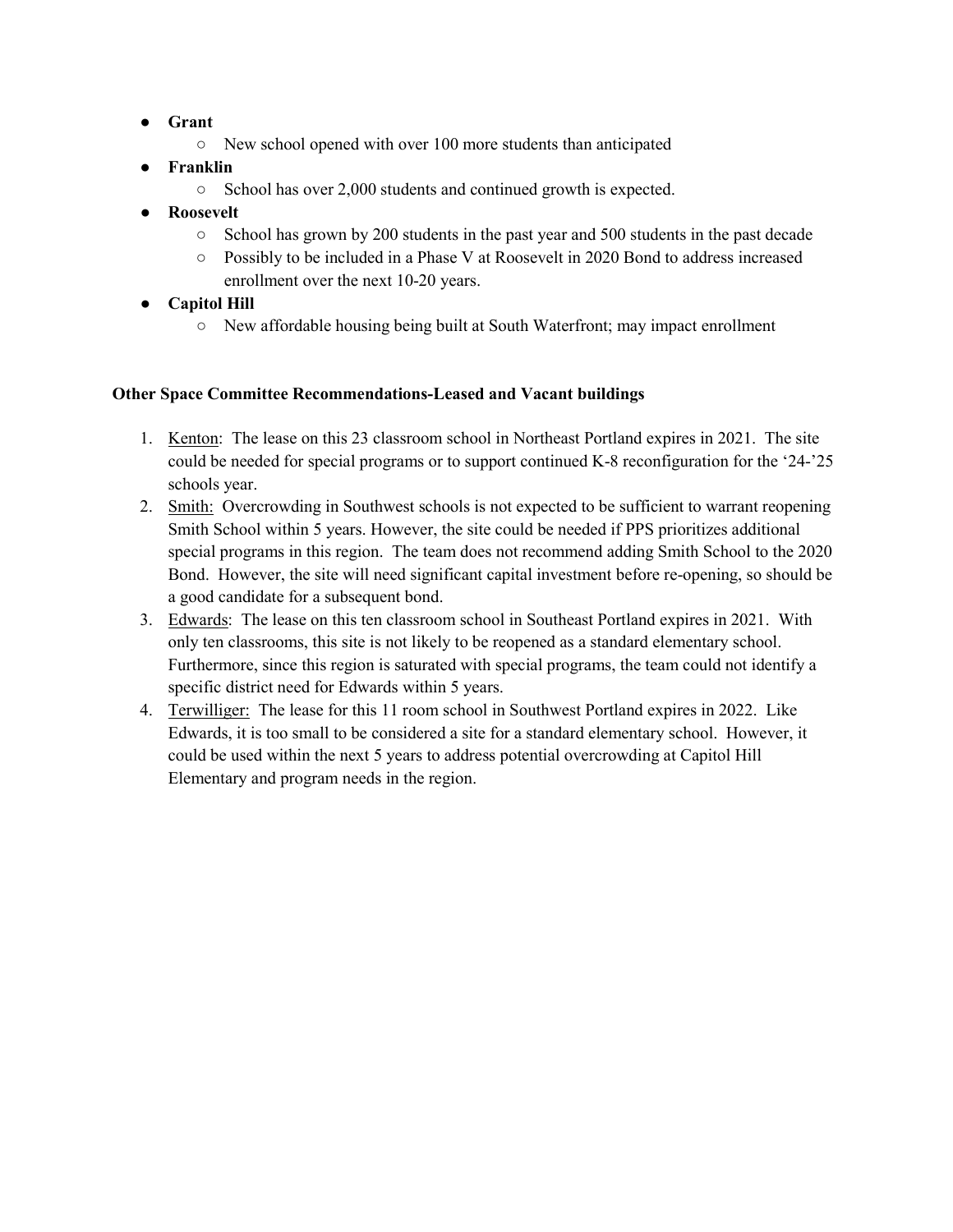- **Grant**
  - New school opened with over 100 more students than anticipated
- **Franklin**
  - School has over 2,000 students and continued growth is expected.
- **Roosevelt**
  - School has grown by 200 students in the past year and 500 students in the past decade
  - Possibly to be included in a Phase V at Roosevelt in 2020 Bond to address increased enrollment over the next 10-20 years.
- **Capitol Hill**
  - New affordable housing being built at South Waterfront; may impact enrollment

**Other Space Committee Recommendations-Leased and Vacant buildings**

1. Kenton: The lease on this 23 classroom school in Northeast Portland expires in 2021. The site could be needed for special programs or to support continued K-8 reconfiguration for the '24-'25 schools year.
2. Smith: Overcrowding in Southwest schools is not expected to be sufficient to warrant reopening Smith School within 5 years. However, the site could be needed if PPS prioritizes additional special programs in this region. The team does not recommend adding Smith School to the 2020 Bond. However, the site will need significant capital investment before re-opening, so should be a good candidate for a subsequent bond.
3. Edwards: The lease on this ten classroom school in Southeast Portland expires in 2021. With only ten classrooms, this site is not likely to be reopened as a standard elementary school. Furthermore, since this region is saturated with special programs, the team could not identify a specific district need for Edwards within 5 years.
4. Terwilliger: The lease for this 11 room school in Southwest Portland expires in 2022. Like Edwards, it is too small to be considered a site for a standard elementary school. However, it could be used within the next 5 years to address potential overcrowding at Capitol Hill Elementary and program needs in the region.